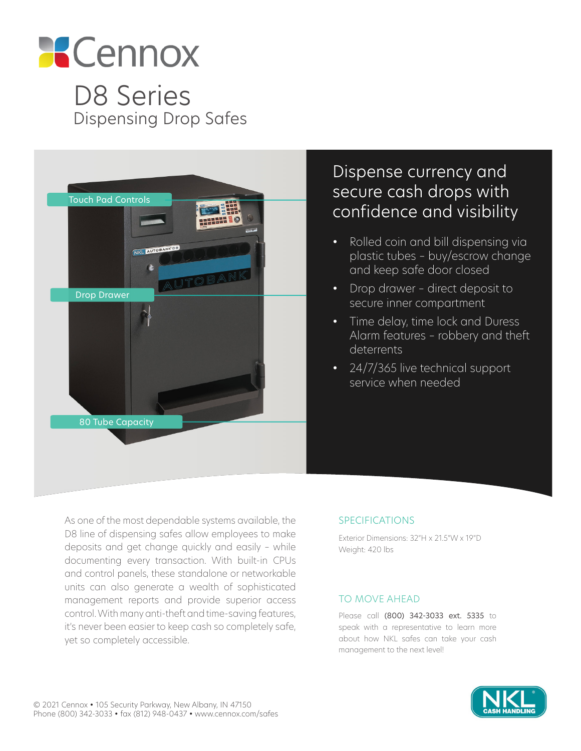# Cennox

# D8 Series

## Dispensing Drop Safes

Touch Pad Controls

Drop Drawer

80 Tube Capacity

## Dispense currency and secure cash drops with confidence and visibility

- Rolled coin and bill dispensing via plastic tubes – buy/escrow change and keep safe door closed
- Drop drawer – direct deposit to secure inner compartment
- Time delay, time lock and Duress Alarm features – robbery and theft deterrents
- 24/7/365 live technical support service when needed

As one of the most dependable systems available, the D8 line of dispensing safes allow employees to make deposits and get change quickly and easily – while documenting every transaction. With built-in CPUs and control panels, these standalone or networkable units can also generate a wealth of sophisticated management reports and provide superior access control. With many anti-theft and time-saving features, it's never been easier to keep cash so completely safe, yet so completely accessible.

### SPECIFICATIONS

Exterior Dimensions: 32"H x 21.5"W x 19"D
Weight: 420 lbs

### TO MOVE AHEAD

Please call **(800) 342-3033 ext. 5335** to speak with a representative to learn more about how NKL safes can take your cash management to the next level!

© 2021 Cennox • 105 Security Parkway, New Albany, IN 47150
Phone (800) 342-3033 • fax (812) 948-0437 • www.cennox.com/safes

NKL® CASH HANDLING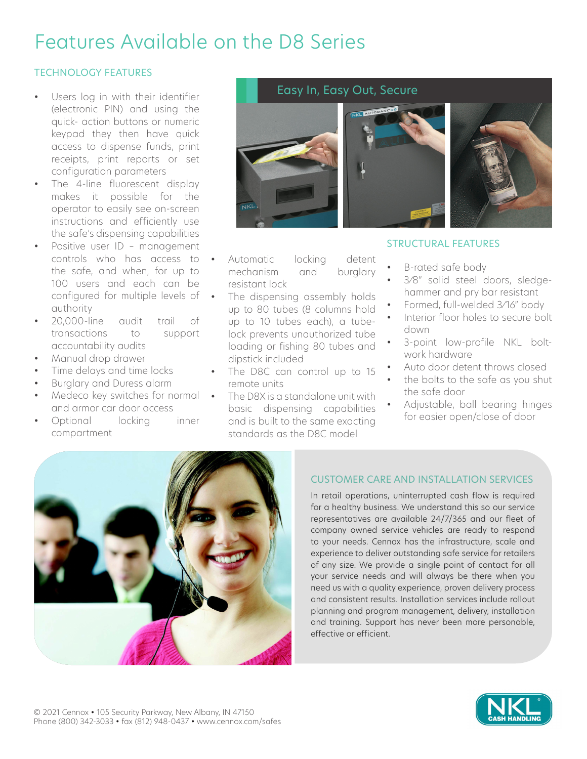# Features Available on the D8 Series

## TECHNOLOGY FEATURES

- Users log in with their identifier (electronic PIN) and using the quick- action buttons or numeric keypad they then have quick access to dispense funds, print receipts, print reports or set configuration parameters
- The 4-line fluorescent display makes it possible for the operator to easily see on-screen instructions and efficiently use the safe's dispensing capabilities
- Positive user ID – management controls who has access to the safe, and when, for up to 100 users and each can be configured for multiple levels of authority
- 20,000-line audit trail of transactions to support accountability audits
- Manual drop drawer
- Time delays and time locks
- Burglary and Duress alarm
- Medeco key switches for normal and armor car door access
- Optional locking inner compartment
- Automatic locking detent mechanism and burglary resistant lock
- The dispensing assembly holds up to 80 tubes (8 columns hold up to 10 tubes each), a tube-lock prevents unauthorized tube loading or fishing 80 tubes and dipstick included
- The D8C can control up to 15 remote units
- The D8X is a standalone unit with basic dispensing capabilities and is built to the same exacting standards as the D8C model

## Easy In, Easy Out, Secure

## STRUCTURAL FEATURES

- B-rated safe body
- 3⁄8" solid steel doors, sledge-hammer and pry bar resistant
- Formed, full-welded 3⁄16" body
- Interior floor holes to secure bolt down
- 3-point low-profile NKL bolt-work hardware
- Auto door detent throws closed
- the bolts to the safe as you shut the safe door
- Adjustable, ball bearing hinges for easier open/close of door

## CUSTOMER CARE AND INSTALLATION SERVICES

In retail operations, uninterrupted cash flow is required for a healthy business. We understand this so our service representatives are available 24/7/365 and our fleet of company owned service vehicles are ready to respond to your needs. Cennox has the infrastructure, scale and experience to deliver outstanding safe service for retailers of any size. We provide a single point of contact for all your service needs and will always be there when you need us with a quality experience, proven delivery process and consistent results. Installation services include rollout planning and program management, delivery, installation and training. Support has never been more personable, effective or efficient.

© 2021 Cennox • 105 Security Parkway, New Albany, IN 47150
Phone (800) 342-3033 • fax (812) 948-0437 • www.cennox.com/safes

NKL® CASH HANDLING